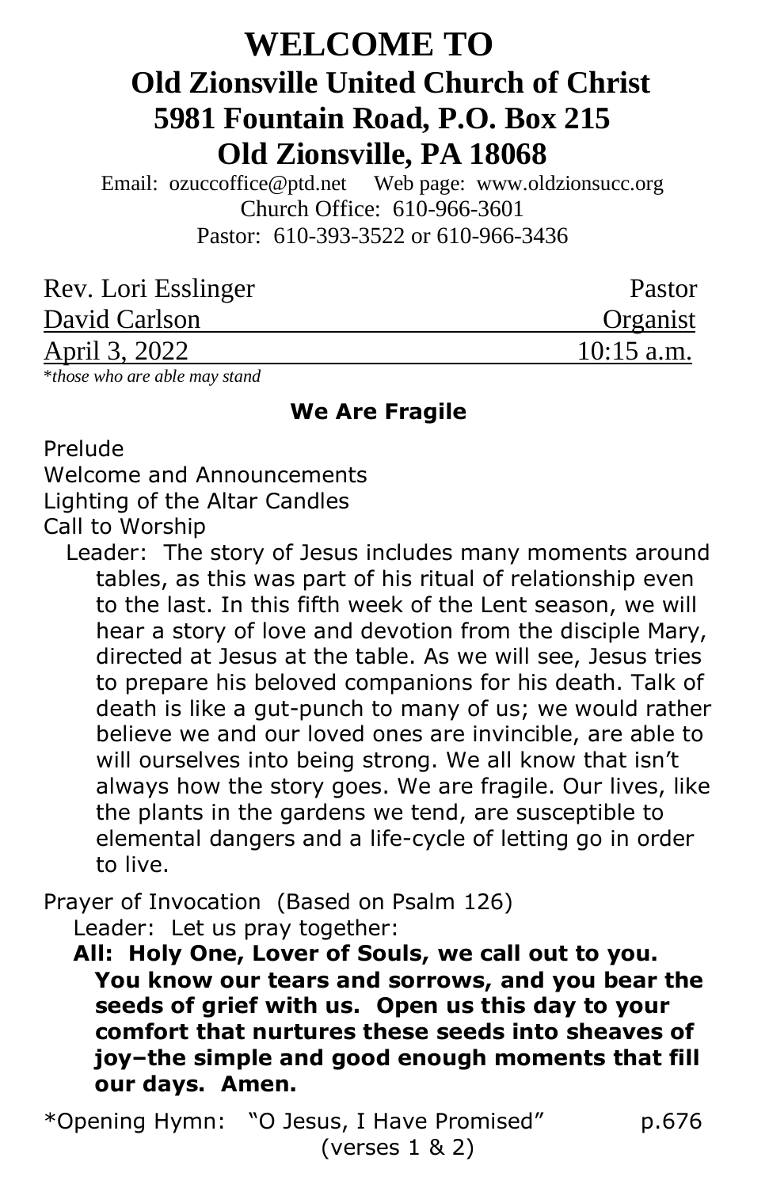# WELCOME TO
## Old Zionsville United Church of Christ
## 5981 Fountain Road, P.O. Box 215
## Old Zionsville, PA 18068

Email: ozuccoffice@ptd.net  Web page: www.oldzionsucc.org
Church Office: 610-966-3601
Pastor: 610-393-3522 or 610-966-3436

| | |
|---|---|
| Rev. Lori Esslinger | Pastor |
| David Carlson | Organist |
| April 3, 2022 | 10:15 a.m. |

**those who are able may stand* (marked with *)

### We Are Fragile

Prelude

Welcome and Announcements

Lighting of the Altar Candles

Call to Worship

Leader: The story of Jesus includes many moments around tables, as this was part of his ritual of relationship even to the last. In this fifth week of the Lent season, we will hear a story of love and devotion from the disciple Mary, directed at Jesus at the table. As we will see, Jesus tries to prepare his beloved companions for his death. Talk of death is like a gut-punch to many of us; we would rather believe we and our loved ones are invincible, are able to will ourselves into being strong. We all know that isn't always how the story goes. We are fragile. Our lives, like the plants in the gardens we tend, are susceptible to elemental dangers and a life-cycle of letting go in order to live.

Prayer of Invocation (Based on Psalm 126)

Leader: Let us pray together:

**All: Holy One, Lover of Souls, we call out to you. You know our tears and sorrows, and you bear the seeds of grief with us. Open us this day to your comfort that nurtures these seeds into sheaves of joy–the simple and good enough moments that fill our days. Amen.**

*Opening Hymn: "O Jesus, I Have Promised" p.676
(verses 1 & 2)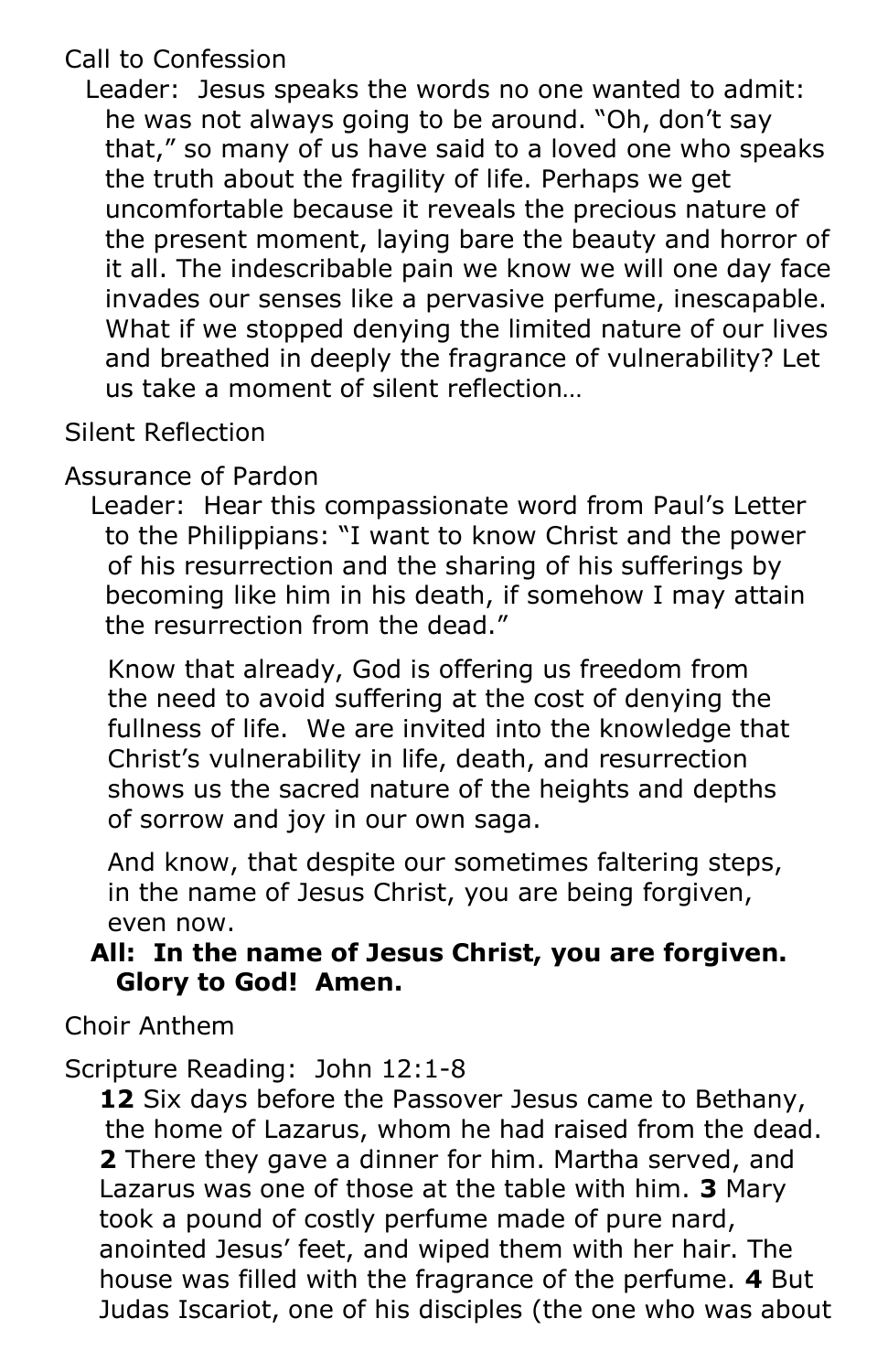Call to Confession

Leader: Jesus speaks the words no one wanted to admit: he was not always going to be around. "Oh, don't say that," so many of us have said to a loved one who speaks the truth about the fragility of life. Perhaps we get uncomfortable because it reveals the precious nature of the present moment, laying bare the beauty and horror of it all. The indescribable pain we know we will one day face invades our senses like a pervasive perfume, inescapable. What if we stopped denying the limited nature of our lives and breathed in deeply the fragrance of vulnerability? Let us take a moment of silent reflection…

Silent Reflection

Assurance of Pardon

Leader: Hear this compassionate word from Paul's Letter to the Philippians: "I want to know Christ and the power of his resurrection and the sharing of his sufferings by becoming like him in his death, if somehow I may attain the resurrection from the dead."

Know that already, God is offering us freedom from the need to avoid suffering at the cost of denying the fullness of life. We are invited into the knowledge that Christ's vulnerability in life, death, and resurrection shows us the sacred nature of the heights and depths of sorrow and joy in our own saga.

And know, that despite our sometimes faltering steps, in the name of Jesus Christ, you are being forgiven, even now.

**All: In the name of Jesus Christ, you are forgiven. Glory to God! Amen.**

Choir Anthem

Scripture Reading: John 12:1-8

**12** Six days before the Passover Jesus came to Bethany, the home of Lazarus, whom he had raised from the dead. **2** There they gave a dinner for him. Martha served, and Lazarus was one of those at the table with him. **3** Mary took a pound of costly perfume made of pure nard, anointed Jesus' feet, and wiped them with her hair. The house was filled with the fragrance of the perfume. **4** But Judas Iscariot, one of his disciples (the one who was about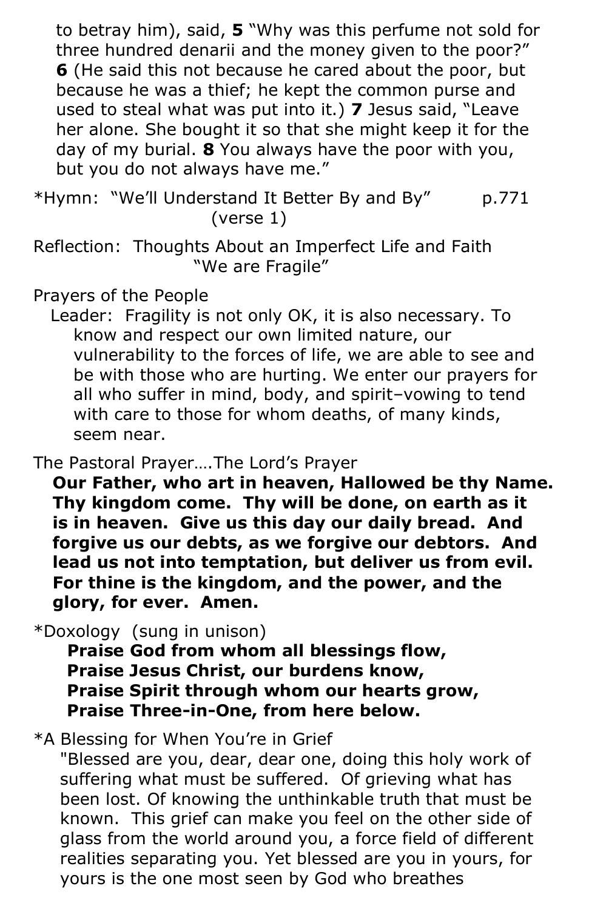to betray him), said, **5** "Why was this perfume not sold for three hundred denarii and the money given to the poor?" **6** (He said this not because he cared about the poor, but because he was a thief; he kept the common purse and used to steal what was put into it.) **7** Jesus said, "Leave her alone. She bought it so that she might keep it for the day of my burial. **8** You always have the poor with you, but you do not always have me."

*Hymn: "We'll Understand It Better By and By" p.771 (verse 1)

Reflection: Thoughts About an Imperfect Life and Faith
"We are Fragile"

Prayers of the People

Leader: Fragility is not only OK, it is also necessary. To know and respect our own limited nature, our vulnerability to the forces of life, we are able to see and be with those who are hurting. We enter our prayers for all who suffer in mind, body, and spirit–vowing to tend with care to those for whom deaths, of many kinds, seem near.

The Pastoral Prayer….The Lord's Prayer

**Our Father, who art in heaven, Hallowed be thy Name. Thy kingdom come. Thy will be done, on earth as it is in heaven. Give us this day our daily bread. And forgive us our debts, as we forgive our debtors. And lead us not into temptation, but deliver us from evil. For thine is the kingdom, and the power, and the glory, for ever. Amen.**

*Doxology (sung in unison)

**Praise God from whom all blessings flow,**
**Praise Jesus Christ, our burdens know,**
**Praise Spirit through whom our hearts grow,**
**Praise Three-in-One, from here below.**

*A Blessing for When You're in Grief

"Blessed are you, dear, dear one, doing this holy work of suffering what must be suffered. Of grieving what has been lost. Of knowing the unthinkable truth that must be known. This grief can make you feel on the other side of glass from the world around you, a force field of different realities separating you. Yet blessed are you in yours, for yours is the one most seen by God who breathes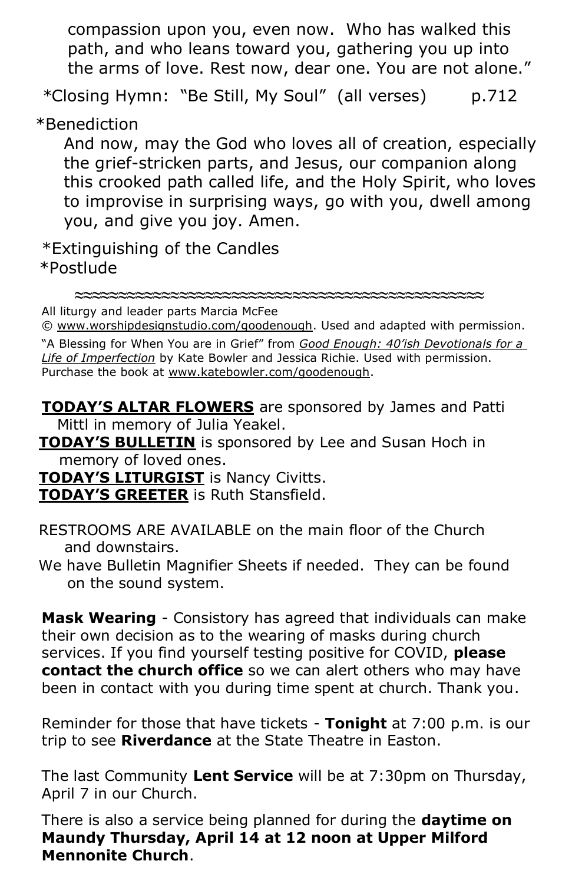compassion upon you, even now. Who has walked this path, and who leans toward you, gathering you up into the arms of love. Rest now, dear one. You are not alone."

*Closing Hymn: "Be Still, My Soul" (all verses) p.712

*Benediction

And now, may the God who loves all of creation, especially the grief-stricken parts, and Jesus, our companion along this crooked path called life, and the Holy Spirit, who loves to improvise in surprising ways, go with you, dwell among you, and give you joy. Amen.

*Extinguishing of the Candles

*Postlude

≈≈≈≈≈≈≈≈≈≈≈≈≈≈≈≈≈≈≈≈≈≈≈≈≈≈≈≈≈≈≈≈≈≈≈≈≈≈≈≈≈≈

All liturgy and leader parts Marcia McFee © www.worshipdesignstudio.com/goodenough. Used and adapted with permission.

"A Blessing for When You are in Grief" from *Good Enough: 40'ish Devotionals for a Life of Imperfection* by Kate Bowler and Jessica Richie. Used with permission. Purchase the book at www.katebowler.com/goodenough.

**TODAY'S ALTAR FLOWERS** are sponsored by James and Patti Mittl in memory of Julia Yeakel.

**TODAY'S BULLETIN** is sponsored by Lee and Susan Hoch in memory of loved ones.

**TODAY'S LITURGIST** is Nancy Civitts.

**TODAY'S GREETER** is Ruth Stansfield.

RESTROOMS ARE AVAILABLE on the main floor of the Church and downstairs.

We have Bulletin Magnifier Sheets if needed. They can be found on the sound system.

**Mask Wearing** - Consistory has agreed that individuals can make their own decision as to the wearing of masks during church services. If you find yourself testing positive for COVID, **please contact the church office** so we can alert others who may have been in contact with you during time spent at church. Thank you.

Reminder for those that have tickets - **Tonight** at 7:00 p.m. is our trip to see **Riverdance** at the State Theatre in Easton.

The last Community **Lent Service** will be at 7:30pm on Thursday, April 7 in our Church.

There is also a service being planned for during the **daytime on Maundy Thursday, April 14 at 12 noon at Upper Milford Mennonite Church**.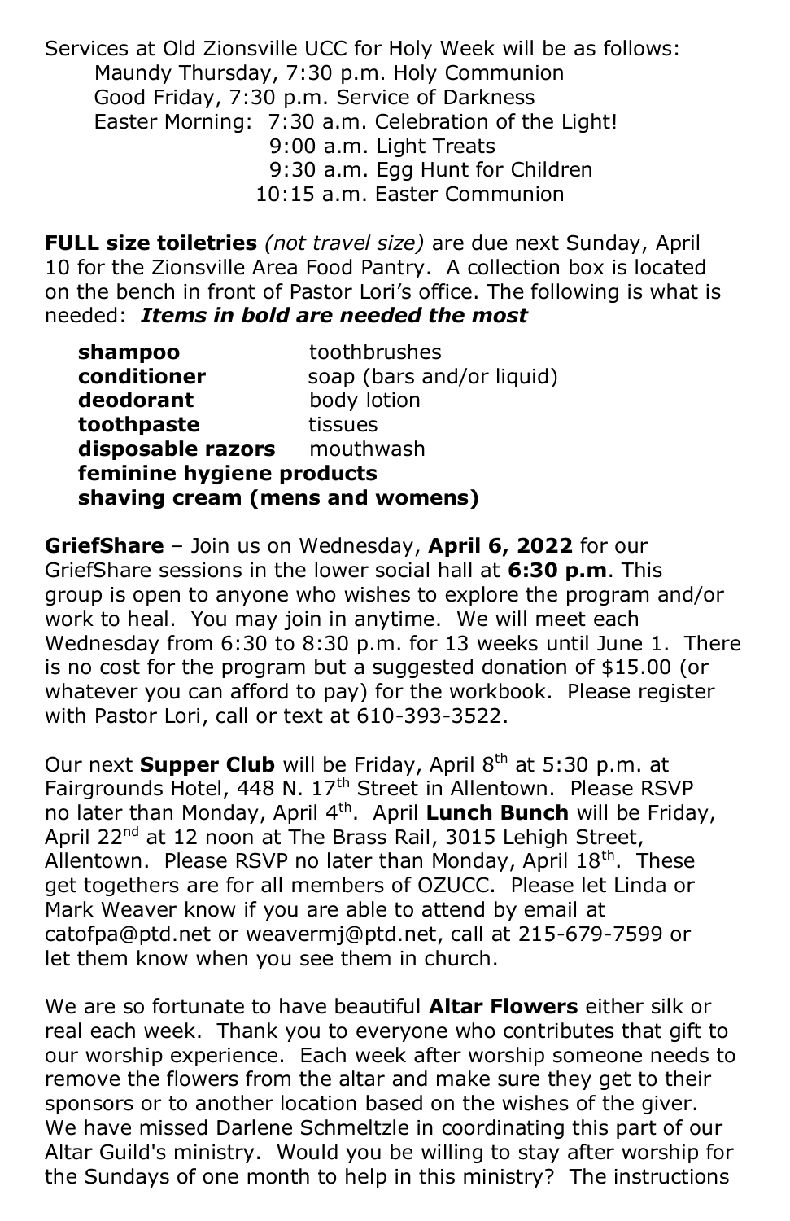Services at Old Zionsville UCC for Holy Week will be as follows:

Maundy Thursday, 7:30 p.m. Holy Communion
Good Friday, 7:30 p.m. Service of Darkness
Easter Morning: 7:30 a.m. Celebration of the Light!
9:00 a.m. Light Treats
9:30 a.m. Egg Hunt for Children
10:15 a.m. Easter Communion

**FULL size toiletries** *(not travel size)* are due next Sunday, April 10 for the Zionsville Area Food Pantry. A collection box is located on the bench in front of Pastor Lori's office. The following is what is needed: ***Items in bold are needed the most***

| | |
|---|---|
| **shampoo** | toothbrushes |
| **conditioner** | soap (bars and/or liquid) |
| **deodorant** | body lotion |
| **toothpaste** | tissues |
| **disposable razors** | mouthwash |
| **feminine hygiene products** | |
| **shaving cream (mens and womens)** | |

**GriefShare** – Join us on Wednesday, **April 6, 2022** for our GriefShare sessions in the lower social hall at **6:30 p.m**. This group is open to anyone who wishes to explore the program and/or work to heal. You may join in anytime. We will meet each Wednesday from 6:30 to 8:30 p.m. for 13 weeks until June 1. There is no cost for the program but a suggested donation of $15.00 (or whatever you can afford to pay) for the workbook. Please register with Pastor Lori, call or text at 610-393-3522.

Our next **Supper Club** will be Friday, April 8th at 5:30 p.m. at Fairgrounds Hotel, 448 N. 17th Street in Allentown. Please RSVP no later than Monday, April 4th. April **Lunch Bunch** will be Friday, April 22nd at 12 noon at The Brass Rail, 3015 Lehigh Street, Allentown. Please RSVP no later than Monday, April 18th. These get togethers are for all members of OZUCC. Please let Linda or Mark Weaver know if you are able to attend by email at catofpa@ptd.net or weavermj@ptd.net, call at 215-679-7599 or let them know when you see them in church.

We are so fortunate to have beautiful **Altar Flowers** either silk or real each week. Thank you to everyone who contributes that gift to our worship experience. Each week after worship someone needs to remove the flowers from the altar and make sure they get to their sponsors or to another location based on the wishes of the giver. We have missed Darlene Schmeltzle in coordinating this part of our Altar Guild's ministry. Would you be willing to stay after worship for the Sundays of one month to help in this ministry? The instructions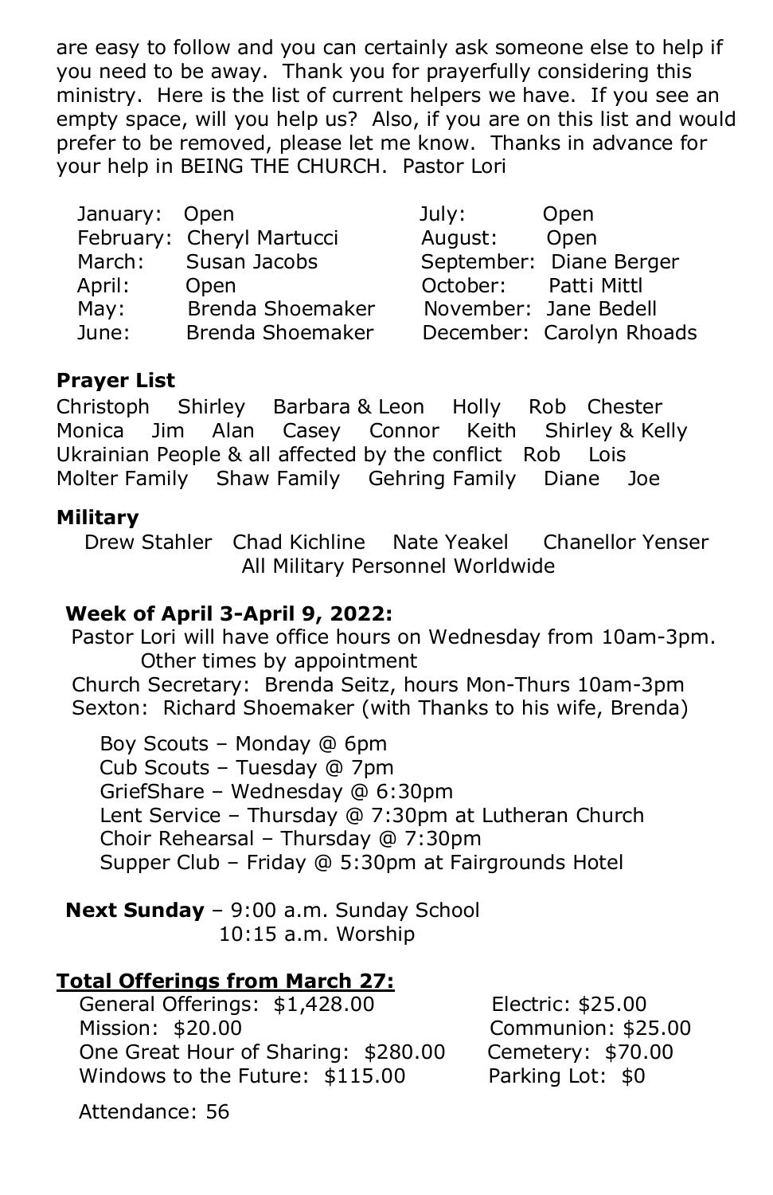are easy to follow and you can certainly ask someone else to help if you need to be away. Thank you for prayerfully considering this ministry. Here is the list of current helpers we have. If you see an empty space, will you help us? Also, if you are on this list and would prefer to be removed, please let me know. Thanks in advance for your help in BEING THE CHURCH. Pastor Lori

| | | | |
|---|---|---|---|
| January: | Open | July: | Open |
| February: | Cheryl Martucci | August: | Open |
| March: | Susan Jacobs | September: | Diane Berger |
| April: | Open | October: | Patti Mittl |
| May: | Brenda Shoemaker | November: | Jane Bedell |
| June: | Brenda Shoemaker | December: | Carolyn Rhoads |

**Prayer List**

Christoph Shirley Barbara & Leon Holly Rob Chester Monica Jim Alan Casey Connor Keith Shirley & Kelly Ukrainian People & all affected by the conflict Rob Lois Molter Family Shaw Family Gehring Family Diane Joe

**Military**

Drew Stahler Chad Kichline Nate Yeakel Chanellor Yenser
All Military Personnel Worldwide

**Week of April 3-April 9, 2022:**

Pastor Lori will have office hours on Wednesday from 10am-3pm. Other times by appointment
Church Secretary: Brenda Seitz, hours Mon-Thurs 10am-3pm
Sexton: Richard Shoemaker (with Thanks to his wife, Brenda)

Boy Scouts – Monday @ 6pm
Cub Scouts – Tuesday @ 7pm
GriefShare – Wednesday @ 6:30pm
Lent Service – Thursday @ 7:30pm at Lutheran Church
Choir Rehearsal – Thursday @ 7:30pm
Supper Club – Friday @ 5:30pm at Fairgrounds Hotel

**Next Sunday** – 9:00 a.m. Sunday School
10:15 a.m. Worship

**Total Offerings from March 27:**

| | |
|---|---|
| General Offerings: $1,428.00 | Electric: $25.00 |
| Mission: $20.00 | Communion: $25.00 |
| One Great Hour of Sharing: $280.00 | Cemetery: $70.00 |
| Windows to the Future: $115.00 | Parking Lot: $0 |

Attendance: 56